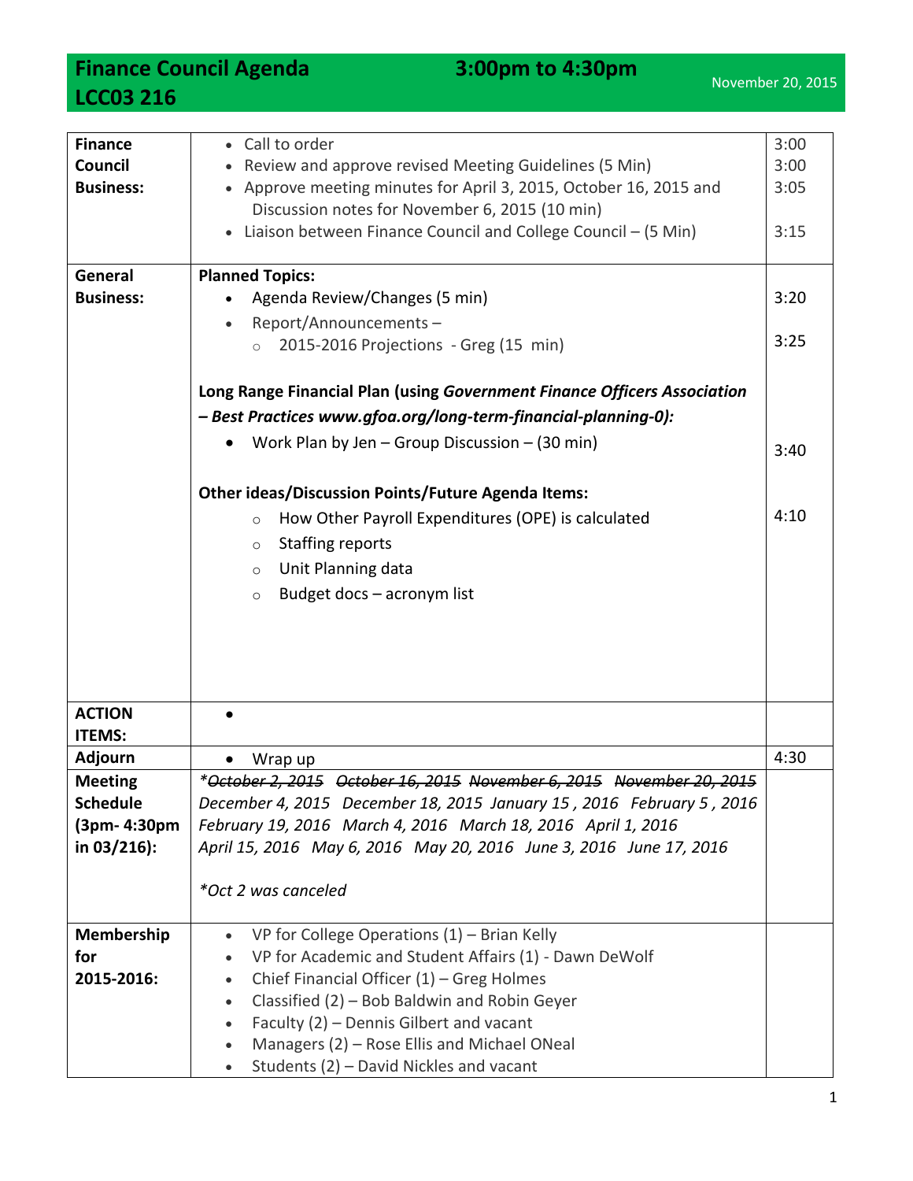# Finance Council Agenda — 3:00pm to 4:30pm

**LCC03 216**

November 20, 2015

| | | |
|---|---|---|
| **Finance Council Business:** | • Call to order<br>• Review and approve revised Meeting Guidelines (5 Min)<br>• Approve meeting minutes for April 3, 2015, October 16, 2015 and Discussion notes for November 6, 2015 (10 min)<br>• Liaison between Finance Council and College Council – (5 Min) | 3:00<br>3:00<br>3:05<br><br>3:15 |
| **General Business:** | **Planned Topics:**<br>• Agenda Review/Changes (5 min)<br>• Report/Announcements –<br>  ○ 2015-2016 Projections - Greg (15 min)<br><br>**Long Range Financial Plan (using *Government Finance Officers Association – Best Practices www.gfoa.org/long-term-financial-planning-0*):**<br>• Work Plan by Jen – Group Discussion – (30 min)<br><br>**Other ideas/Discussion Points/Future Agenda Items:**<br>  ○ How Other Payroll Expenditures (OPE) is calculated<br>  ○ Staffing reports<br>  ○ Unit Planning data<br>  ○ Budget docs – acronym list | <br>3:20<br><br>3:25<br><br><br>3:40<br><br><br>4:10 |
| **ACTION ITEMS:** | • | |
| **Adjourn** | • Wrap up | 4:30 |
| **Meeting Schedule (3pm- 4:30pm in 03/216):** | *\*~~October 2, 2015~~ ~~October 16, 2015~~ ~~November 6, 2015~~ ~~November 20, 2015~~*<br>*December 4, 2015 December 18, 2015 January 15 , 2016 February 5 , 2016*<br>*February 19, 2016 March 4, 2016 March 18, 2016 April 1, 2016*<br>*April 15, 2016 May 6, 2016 May 20, 2016 June 3, 2016 June 17, 2016*<br><br>*\*Oct 2 was canceled* | |
| **Membership for 2015-2016:** | • VP for College Operations (1) – Brian Kelly<br>• VP for Academic and Student Affairs (1) - Dawn DeWolf<br>• Chief Financial Officer (1) – Greg Holmes<br>• Classified (2) – Bob Baldwin and Robin Geyer<br>• Faculty (2) – Dennis Gilbert and vacant<br>• Managers (2) – Rose Ellis and Michael ONeal<br>• Students (2) – David Nickles and vacant | |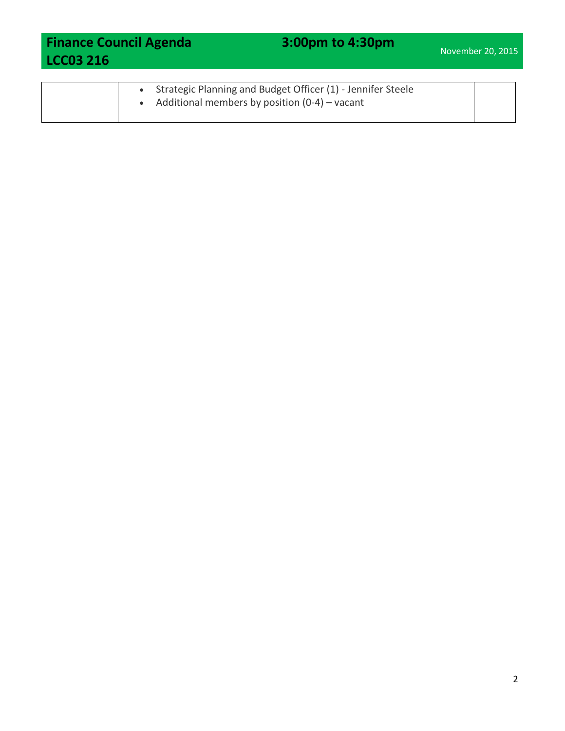| | | |
|---|---|---|
| | • Strategic Planning and Budget Officer (1) - Jennifer Steele<br>• Additional members by position (0-4) – vacant | |